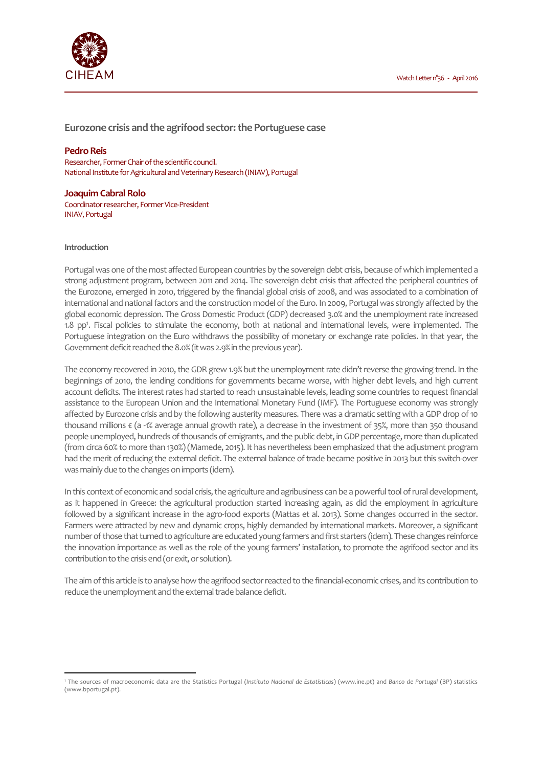# Eurozone crisis and the agrifood sector: the Portuguese case

**Pedro Reis**
Researcher, Former Chair of the scientific council.
National Institute for Agricultural and Veterinary Research (INIAV), Portugal

**Joaquim Cabral Rolo**
Coordinator researcher, Former Vice-President
INIAV, Portugal

## Introduction

Portugal was one of the most affected European countries by the sovereign debt crisis, because of which implemented a strong adjustment program, between 2011 and 2014. The sovereign debt crisis that affected the peripheral countries of the Eurozone, emerged in 2010, triggered by the financial global crisis of 2008, and was associated to a combination of international and national factors and the construction model of the Euro. In 2009, Portugal was strongly affected by the global economic depression. The Gross Domestic Product (GDP) decreased 3.0% and the unemployment rate increased 1.8 pp[1]. Fiscal policies to stimulate the economy, both at national and international levels, were implemented. The Portuguese integration on the Euro withdraws the possibility of monetary or exchange rate policies. In that year, the Government deficit reached the 8.0% (it was 2.9% in the previous year).

The economy recovered in 2010, the GDR grew 1.9% but the unemployment rate didn't reverse the growing trend. In the beginnings of 2010, the lending conditions for governments became worse, with higher debt levels, and high current account deficits. The interest rates had started to reach unsustainable levels, leading some countries to request financial assistance to the European Union and the International Monetary Fund (IMF). The Portuguese economy was strongly affected by Eurozone crisis and by the following austerity measures. There was a dramatic setting with a GDP drop of 10 thousand millions € (a -1% average annual growth rate), a decrease in the investment of 35%, more than 350 thousand people unemployed, hundreds of thousands of emigrants, and the public debt, in GDP percentage, more than duplicated (from circa 60% to more than 130%) (Mamede, 2015). It has nevertheless been emphasized that the adjustment program had the merit of reducing the external deficit. The external balance of trade became positive in 2013 but this switch-over was mainly due to the changes on imports (idem).

In this context of economic and social crisis, the agriculture and agribusiness can be a powerful tool of rural development, as it happened in Greece: the agricultural production started increasing again, as did the employment in agriculture followed by a significant increase in the agro-food exports (Mattas et al. 2013). Some changes occurred in the sector. Farmers were attracted by new and dynamic crops, highly demanded by international markets. Moreover, a significant number of those that turned to agriculture are educated young farmers and first starters (idem). These changes reinforce the innovation importance as well as the role of the young farmers' installation, to promote the agrifood sector and its contribution to the crisis end (or exit, or solution).

The aim of this article is to analyse how the agrifood sector reacted to the financial-economic crises, and its contribution to reduce the unemployment and the external trade balance deficit.

---

[1] The sources of macroeconomic data are the Statistics Portugal (*Instituto Nacional de Estatísticas*) (www.ine.pt) and *Banco de Portugal* (BP) statistics (www.bportugal.pt).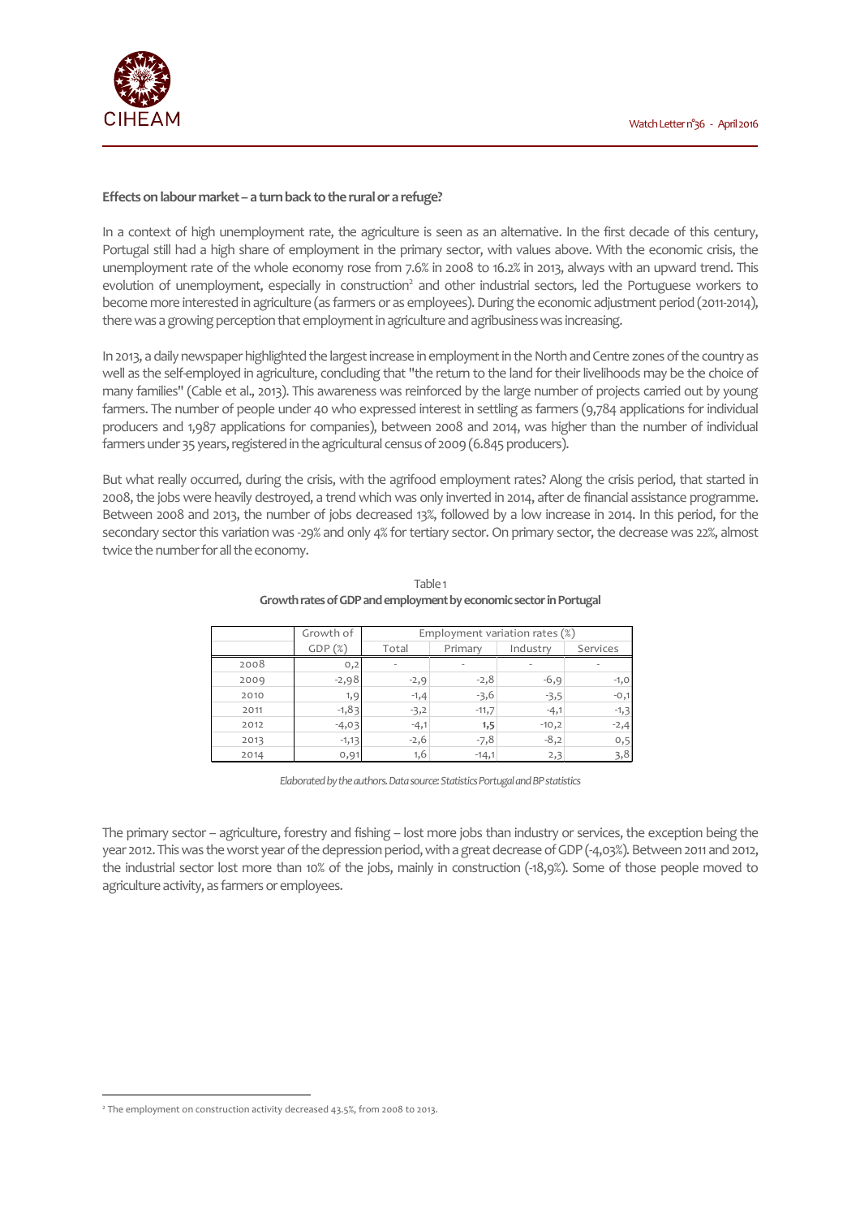**Effects on labour market – a turn back to the rural or a refuge?**

In a context of high unemployment rate, the agriculture is seen as an alternative. In the first decade of this century, Portugal still had a high share of employment in the primary sector, with values above. With the economic crisis, the unemployment rate of the whole economy rose from 7.6% in 2008 to 16.2% in 2013, always with an upward trend. This evolution of unemployment, especially in construction[2] and other industrial sectors, led the Portuguese workers to become more interested in agriculture (as farmers or as employees). During the economic adjustment period (2011-2014), there was a growing perception that employment in agriculture and agribusiness was increasing.

In 2013, a daily newspaper highlighted the largest increase in employment in the North and Centre zones of the country as well as the self-employed in agriculture, concluding that "the return to the land for their livelihoods may be the choice of many families" (Cable et al., 2013). This awareness was reinforced by the large number of projects carried out by young farmers. The number of people under 40 who expressed interest in settling as farmers (9,784 applications for individual producers and 1,987 applications for companies), between 2008 and 2014, was higher than the number of individual farmers under 35 years, registered in the agricultural census of 2009 (6.845 producers).

But what really occurred, during the crisis, with the agrifood employment rates? Along the crisis period, that started in 2008, the jobs were heavily destroyed, a trend which was only inverted in 2014, after de financial assistance programme. Between 2008 and 2013, the number of jobs decreased 13%, followed by a low increase in 2014. In this period, for the secondary sector this variation was -29% and only 4% for tertiary sector. On primary sector, the decrease was 22%, almost twice the number for all the economy.

Table 1
**Growth rates of GDP and employment by economic sector in Portugal**

| | Growth of GDP (%) | Employment variation rates (%) | | | |
|---|---|---|---|---|---|
| | | Total | Primary | Industry | Services |
| 2008 | 0,2 | - | - | - | - |
| 2009 | -2,98 | -2,9 | -2,8 | -6,9 | -1,0 |
| 2010 | 1,9 | -1,4 | -3,6 | -3,5 | -0,1 |
| 2011 | -1,83 | -3,2 | -11,7 | -4,1 | -1,3 |
| 2012 | -4,03 | -4,1 | **1,5** | -10,2 | -2,4 |
| 2013 | -1,13 | -2,6 | -7,8 | -8,2 | 0,5 |
| 2014 | 0,91 | 1,6 | -14,1 | 2,3 | 3,8 |

*Elaborated by the authors. Data source: Statistics Portugal and BP statistics*

The primary sector – agriculture, forestry and fishing – lost more jobs than industry or services, the exception being the year 2012. This was the worst year of the depression period, with a great decrease of GDP (-4,03%). Between 2011 and 2012, the industrial sector lost more than 10% of the jobs, mainly in construction (-18,9%). Some of those people moved to agriculture activity, as farmers or employees.

[2] The employment on construction activity decreased 43.5%, from 2008 to 2013.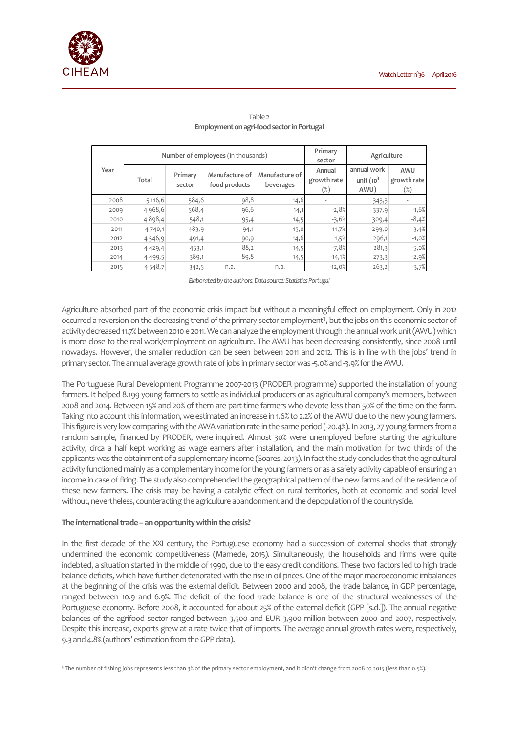Table 2
**Employment on agri-food sector in Portugal**

| Year | Number of employees (in thousands) | | | | Primary sector | Agriculture | |
|---|---|---|---|---|---|---|---|
| | Total | Primary sector | Manufacture of food products | Manufacture of beverages | Annual growth rate (%) | annual work unit ($10^3$ AWU) | AWU growth rate (%) |
| 2008 | 5 116,6 | 584,6 | 98,8 | 14,6 | - | 343,3 | - |
| 2009 | 4 968,6 | 568,4 | 96,6 | 14,1 | -2,8% | 337,9 | -1,6% |
| 2010 | 4 898,4 | 548,1 | 95,4 | 14,5 | -3,6% | 309,4 | -8,4% |
| 2011 | 4 740,1 | 483,9 | 94,1 | 15,0 | -11,7% | 299,0 | -3,4% |
| 2012 | 4 546,9 | 491,4 | 90,9 | 14,6 | 1,5% | 296,1 | -1,0% |
| 2013 | 4 429,4 | 453,1 | 88,2 | 14,5 | -7,8% | 281,3 | -5,0% |
| 2014 | 4 499,5 | 389,1 | 89,8 | 14,5 | -14,1% | 273,3 | -2,9% |
| 2015 | 4 548,7 | 342,5 | n.a. | n.a. | -12,0% | 263,2 | -3,7% |

*Elaborated by the authors. Data source: Statistics Portugal*

Agriculture absorbed part of the economic crisis impact but without a meaningful effect on employment. Only in 2012 occurred a reversion on the decreasing trend of the primary sector employment[3], but the jobs on this economic sector of activity decreased 11.7% between 2010 e 2011. We can analyze the employment through the annual work unit (AWU) which is more close to the real work/employment on agriculture. The AWU has been decreasing consistently, since 2008 until nowadays. However, the smaller reduction can be seen between 2011 and 2012. This is in line with the jobs' trend in primary sector. The annual average growth rate of jobs in primary sector was -5.0% and -3.9% for the AWU.

The Portuguese Rural Development Programme 2007-2013 (PRODER programme) supported the installation of young farmers. It helped 8.199 young farmers to settle as individual producers or as agricultural company's members, between 2008 and 2014. Between 15% and 20% of them are part-time farmers who devote less than 50% of the time on the farm. Taking into account this information, we estimated an increase in 1.6% to 2.2% of the AWU due to the new young farmers. This figure is very low comparing with the AWA variation rate in the same period (-20.4%). In 2013, 27 young farmers from a random sample, financed by PRODER, were inquired. Almost 30% were unemployed before starting the agriculture activity, circa a half kept working as wage earners after installation, and the main motivation for two thirds of the applicants was the obtainment of a supplementary income (Soares, 2013). In fact the study concludes that the agricultural activity functioned mainly as a complementary income for the young farmers or as a safety activity capable of ensuring an income in case of firing. The study also comprehended the geographical pattern of the new farms and of the residence of these new farmers. The crisis may be having a catalytic effect on rural territories, both at economic and social level without, nevertheless, counteracting the agriculture abandonment and the depopulation of the countryside.

**The international trade – an opportunity within the crisis?**

In the first decade of the XXI century, the Portuguese economy had a succession of external shocks that strongly undermined the economic competitiveness (Mamede, 2015). Simultaneously, the households and firms were quite indebted, a situation started in the middle of 1990, due to the easy credit conditions. These two factors led to high trade balance deficits, which have further deteriorated with the rise in oil prices. One of the major macroeconomic imbalances at the beginning of the crisis was the external deficit. Between 2000 and 2008, the trade balance, in GDP percentage, ranged between 10.9 and 6.9%. The deficit of the food trade balance is one of the structural weaknesses of the Portuguese economy. Before 2008, it accounted for about 25% of the external deficit (GPP [s.d.]). The annual negative balances of the agrifood sector ranged between 3,500 and EUR 3,900 million between 2000 and 2007, respectively. Despite this increase, exports grew at a rate twice that of imports. The average annual growth rates were, respectively, 9.3 and 4.8% (authors' estimation from the GPP data).

[3] The number of fishing jobs represents less than 3% of the primary sector employment, and it didn't change from 2008 to 2015 (less than 0.5%).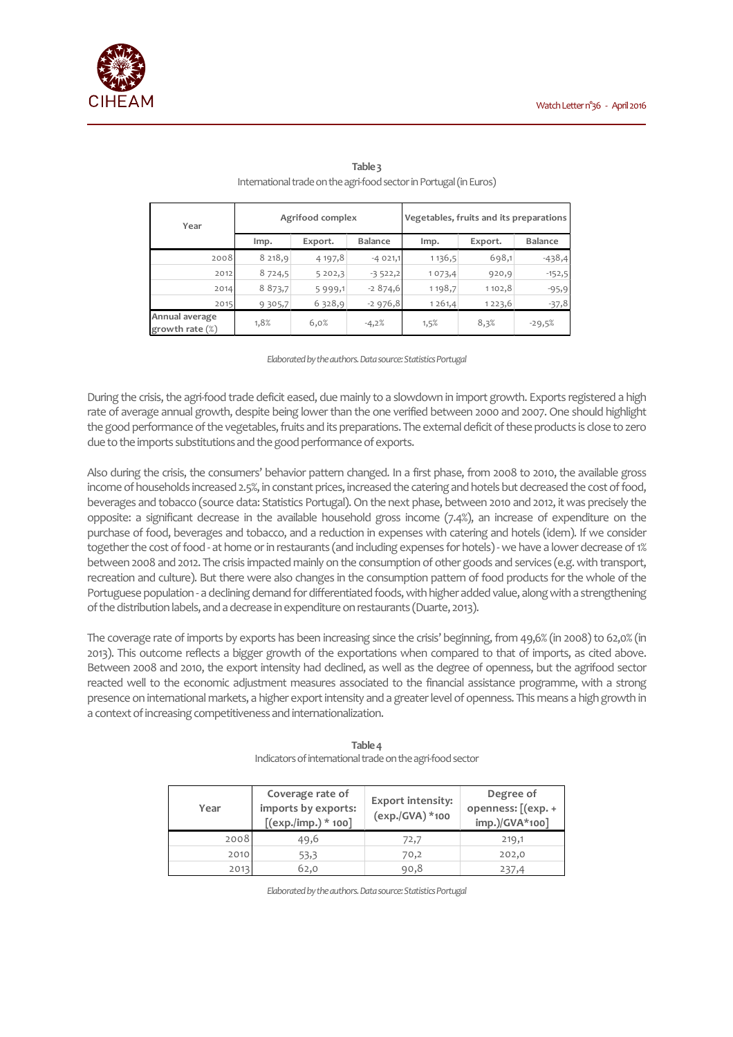**Table 3**
International trade on the agri-food sector in Portugal (in Euros)

| Year | Agrifood complex | | | Vegetables, fruits and its preparations | | |
|---|---|---|---|---|---|---|
| | Imp. | Export. | Balance | Imp. | Export. | Balance |
| 2008 | 8 218,9 | 4 197,8 | -4 021,1 | 1 136,5 | 698,1 | -438,4 |
| 2012 | 8 724,5 | 5 202,3 | -3 522,2 | 1 073,4 | 920,9 | -152,5 |
| 2014 | 8 873,7 | 5 999,1 | -2 874,6 | 1 198,7 | 1 102,8 | -95,9 |
| 2015 | 9 305,7 | 6 328,9 | -2 976,8 | 1 261,4 | 1 223,6 | -37,8 |
| Annual average growth rate (%) | 1,8% | 6,0% | -4,2% | 1,5% | 8,3% | -29,5% |

*Elaborated by the authors. Data source: Statistics Portugal*

During the crisis, the agri-food trade deficit eased, due mainly to a slowdown in import growth. Exports registered a high rate of average annual growth, despite being lower than the one verified between 2000 and 2007. One should highlight the good performance of the vegetables, fruits and its preparations. The external deficit of these products is close to zero due to the imports substitutions and the good performance of exports.

Also during the crisis, the consumers' behavior pattern changed. In a first phase, from 2008 to 2010, the available gross income of households increased 2.5%, in constant prices, increased the catering and hotels but decreased the cost of food, beverages and tobacco (source data: Statistics Portugal). On the next phase, between 2010 and 2012, it was precisely the opposite: a significant decrease in the available household gross income (7.4%), an increase of expenditure on the purchase of food, beverages and tobacco, and a reduction in expenses with catering and hotels (idem). If we consider together the cost of food - at home or in restaurants (and including expenses for hotels) - we have a lower decrease of 1% between 2008 and 2012. The crisis impacted mainly on the consumption of other goods and services (e.g. with transport, recreation and culture). But there were also changes in the consumption pattern of food products for the whole of the Portuguese population - a declining demand for differentiated foods, with higher added value, along with a strengthening of the distribution labels, and a decrease in expenditure on restaurants (Duarte, 2013).

The coverage rate of imports by exports has been increasing since the crisis' beginning, from 49,6% (in 2008) to 62,0% (in 2013). This outcome reflects a bigger growth of the exportations when compared to that of imports, as cited above. Between 2008 and 2010, the export intensity had declined, as well as the degree of openness, but the agrifood sector reacted well to the economic adjustment measures associated to the financial assistance programme, with a strong presence on international markets, a higher export intensity and a greater level of openness. This means a high growth in a context of increasing competitiveness and internationalization.

**Table 4**
Indicators of international trade on the agri-food sector

| Year | Coverage rate of imports by exports: [(exp./imp.) * 100] | Export intensity: (exp./GVA) *100 | Degree of openness: [(exp. + imp.)/GVA*100] |
|---|---|---|---|
| 2008 | 49,6 | 72,7 | 219,1 |
| 2010 | 53,3 | 70,2 | 202,0 |
| 2013 | 62,0 | 90,8 | 237,4 |

*Elaborated by the authors. Data source: Statistics Portugal*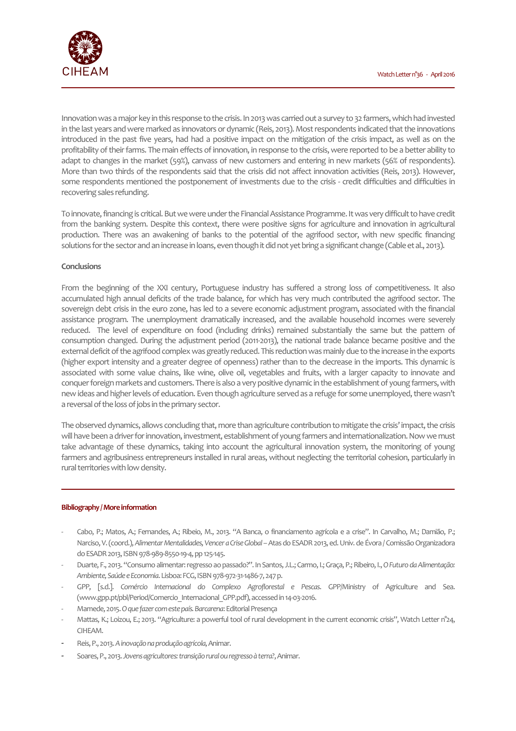Innovation was a major key in this response to the crisis. In 2013 was carried out a survey to 32 farmers, which had invested in the last years and were marked as innovators or dynamic (Reis, 2013). Most respondents indicated that the innovations introduced in the past five years, had had a positive impact on the mitigation of the crisis impact, as well as on the profitability of their farms. The main effects of innovation, in response to the crisis, were reported to be a better ability to adapt to changes in the market (59%), canvass of new customers and entering in new markets (56% of respondents). More than two thirds of the respondents said that the crisis did not affect innovation activities (Reis, 2013). However, some respondents mentioned the postponement of investments due to the crisis - credit difficulties and difficulties in recovering sales refunding.

To innovate, financing is critical. But we were under the Financial Assistance Programme. It was very difficult to have credit from the banking system. Despite this context, there were positive signs for agriculture and innovation in agricultural production. There was an awakening of banks to the potential of the agrifood sector, with new specific financing solutions for the sector and an increase in loans, even though it did not yet bring a significant change (Cable et al., 2013).

**Conclusions**

From the beginning of the XXI century, Portuguese industry has suffered a strong loss of competitiveness. It also accumulated high annual deficits of the trade balance, for which has very much contributed the agrifood sector. The sovereign debt crisis in the euro zone, has led to a severe economic adjustment program, associated with the financial assistance program. The unemployment dramatically increased, and the available household incomes were severely reduced. The level of expenditure on food (including drinks) remained substantially the same but the pattern of consumption changed. During the adjustment period (2011-2013), the national trade balance became positive and the external deficit of the agrifood complex was greatly reduced. This reduction was mainly due to the increase in the exports (higher export intensity and a greater degree of openness) rather than to the decrease in the imports. This dynamic is associated with some value chains, like wine, olive oil, vegetables and fruits, with a larger capacity to innovate and conquer foreign markets and customers. There is also a very positive dynamic in the establishment of young farmers, with new ideas and higher levels of education. Even though agriculture served as a refuge for some unemployed, there wasn't a reversal of the loss of jobs in the primary sector.

The observed dynamics, allows concluding that, more than agriculture contribution to mitigate the crisis' impact, the crisis will have been a driver for innovation, investment, establishment of young farmers and internationalization. Now we must take advantage of these dynamics, taking into account the agricultural innovation system, the monitoring of young farmers and agribusiness entrepreneurs installed in rural areas, without neglecting the territorial cohesion, particularly in rural territories with low density.

**Bibliography / More information**

- Cabo, P.; Matos, A.; Fernandes, A.; Ribeio, M., 2013. "A Banca, o financiamento agrícola e a crise". In Carvalho, M.; Damião, P.; Narciso, V. (coord.), *Alimentar Mentalidades, Vencer a Crise Global* – Atas do ESADR 2013, ed. Univ. de Évora / Comissão Organizadora do ESADR 2013, ISBN 978-989-8550-19-4, pp 125-145.
- Duarte, F., 2013. "Consumo alimentar: regresso ao passado?". In Santos, J.L.; Carmo, I.; Graça, P.; Ribeiro, I., *O Futuro da Alimentação: Ambiente, Saúde e Economia*. Lisboa: FCG, ISBN 978-972-31-1486-7, 247 p.
- GPP, [s.d.]. *Comércio Internacional do Complexo Agroflorestal e Pescas*. GPP/Ministry of Agriculture and Sea. (www.gpp.pt/pbl/Period/Comercio_Internacional_GPP.pdf), accessed in 14-03-2016.
- Mamede, 2015. *O que fazer com este país. Barcarena*: Editorial Presença
- Mattas, K.; Loizou, E.; 2013. "Agriculture: a powerful tool of rural development in the current economic crisis", Watch Letter n°24, CIHEAM.
- Reis, P., 2013. *A inovação na produção agrícola*, Animar.
- Soares, P., 2013. *Jovens agricultores: transição rural ou regresso à terra?*, Animar.